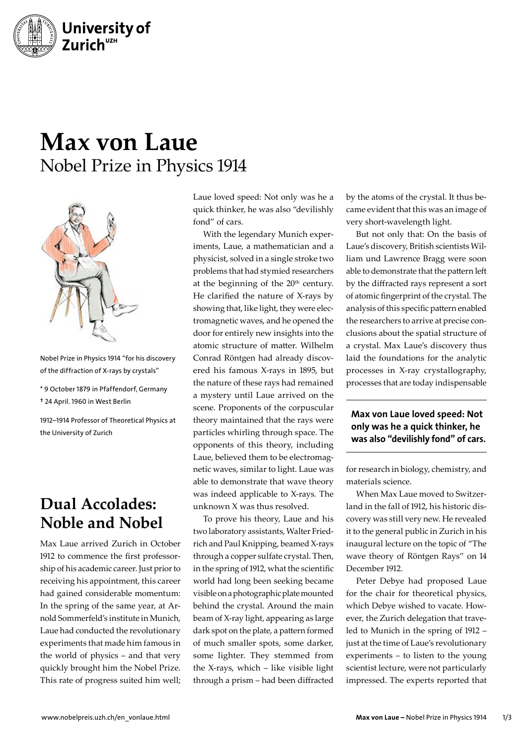# Max von Laue
Nobel Prize in Physics 1914

Nobel Prize in Physics 1914 "for his discovery of the diffraction of X-rays by crystals"

* 9 October 1879 in Pfaffendorf, Germany
† 24 April. 1960 in West Berlin

1912–1914 Professor of Theoretical Physics at the University of Zurich

## Dual Accolades: Noble and Nobel

Max Laue arrived Zurich in October 1912 to commence the first professorship of his academic career. Just prior to receiving his appointment, this career had gained considerable momentum: In the spring of the same year, at Arnold Sommerfeld's institute in Munich, Laue had conducted the revolutionary experiments that made him famous in the world of physics – and that very quickly brought him the Nobel Prize. This rate of progress suited him well; Laue loved speed: Not only was he a quick thinker, he was also "devilishly fond" of cars.

With the legendary Munich experiments, Laue, a mathematician and a physicist, solved in a single stroke two problems that had stymied researchers at the beginning of the 20th century. He clarified the nature of X-rays by showing that, like light, they were electromagnetic waves, and he opened the door for entirely new insights into the atomic structure of matter. Wilhelm Conrad Röntgen had already discovered his famous X-rays in 1895, but the nature of these rays had remained a mystery until Laue arrived on the scene. Proponents of the corpuscular theory maintained that the rays were particles whirling through space. The opponents of this theory, including Laue, believed them to be electromagnetic waves, similar to light. Laue was able to demonstrate that wave theory was indeed applicable to X-rays. The unknown X was thus resolved.

To prove his theory, Laue and his two laboratory assistants, Walter Friedrich and Paul Knipping, beamed X-rays through a copper sulfate crystal. Then, in the spring of 1912, what the scientific world had long been seeking became visible on a photographic plate mounted behind the crystal. Around the main beam of X-ray light, appearing as large dark spot on the plate, a pattern formed of much smaller spots, some darker, some lighter. They stemmed from the X-rays, which – like visible light through a prism – had been diffracted by the atoms of the crystal. It thus became evident that this was an image of very short-wavelength light.

But not only that: On the basis of Laue's discovery, British scientists William und Lawrence Bragg were soon able to demonstrate that the pattern left by the diffracted rays represent a sort of atomic fingerprint of the crystal. The analysis of this specific pattern enabled the researchers to arrive at precise conclusions about the spatial structure of a crystal. Max Laue's discovery thus laid the foundations for the analytic processes in X-ray crystallography, processes that are today indispensable for research in biology, chemistry, and materials science.

**Max von Laue loved speed: Not only was he a quick thinker, he was also "devilishly fond" of cars.**

When Max Laue moved to Switzerland in the fall of 1912, his historic discovery was still very new. He revealed it to the general public in Zurich in his inaugural lecture on the topic of "The wave theory of Röntgen Rays" on 14 December 1912.

Peter Debye had proposed Laue for the chair for theoretical physics, which Debye wished to vacate. However, the Zurich delegation that traveled to Munich in the spring of 1912 – just at the time of Laue's revolutionary experiments – to listen to the young scientist lecture, were not particularly impressed. The experts reported that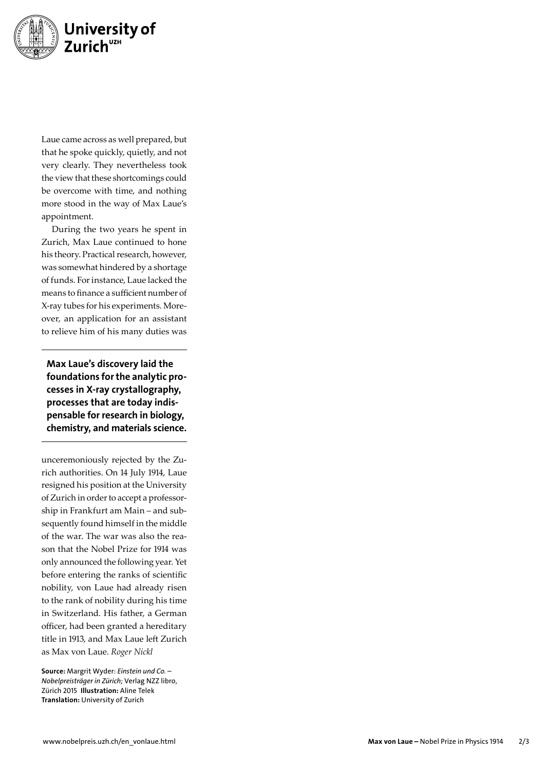Laue came across as well prepared, but that he spoke quickly, quietly, and not very clearly. They nevertheless took the view that these shortcomings could be overcome with time, and nothing more stood in the way of Max Laue's appointment.

During the two years he spent in Zurich, Max Laue continued to hone his theory. Practical research, however, was somewhat hindered by a shortage of funds. For instance, Laue lacked the means to finance a sufficient number of X-ray tubes for his experiments. Moreover, an application for an assistant to relieve him of his many duties was unceremoniously rejected by the Zurich authorities. On 14 July 1914, Laue resigned his position at the University of Zurich in order to accept a professorship in Frankfurt am Main – and subsequently found himself in the middle of the war. The war was also the reason that the Nobel Prize for 1914 was only announced the following year. Yet before entering the ranks of scientific nobility, von Laue had already risen to the rank of nobility during his time in Switzerland. His father, a German officer, had been granted a hereditary title in 1913, and Max Laue left Zurich as Max von Laue. *Roger Nickl*

**Max Laue's discovery laid the foundations for the analytic processes in X-ray crystallography, processes that are today indispensable for research in biology, chemistry, and materials science.**

**Source:** Margrit Wyder: *Einstein und Co. – Nobelpreisträger in Zürich*; Verlag NZZ libro, Zürich 2015 **Illustration:** Aline Telek
**Translation:** University of Zurich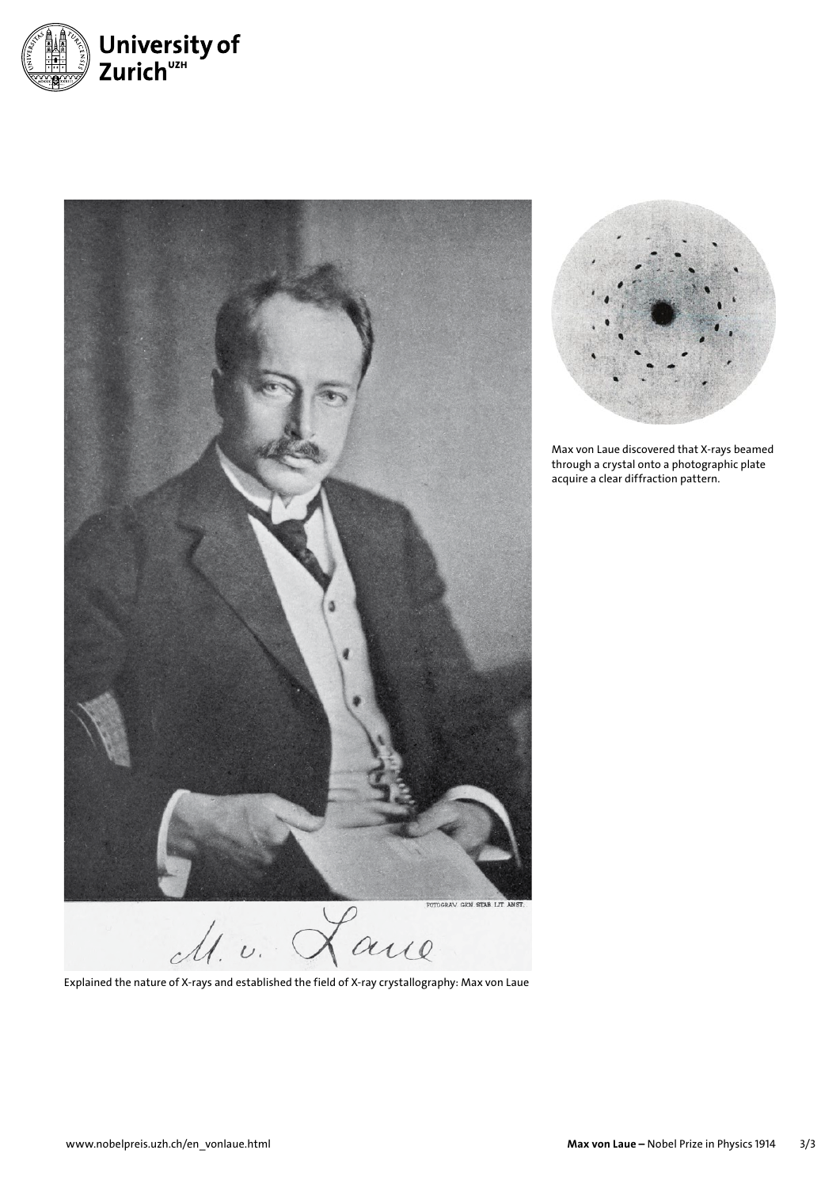Max von Laue discovered that X-rays beamed through a crystal onto a photographic plate acquire a clear diffraction pattern.

Explained the nature of X-rays and established the field of X-ray crystallography: Max von Laue